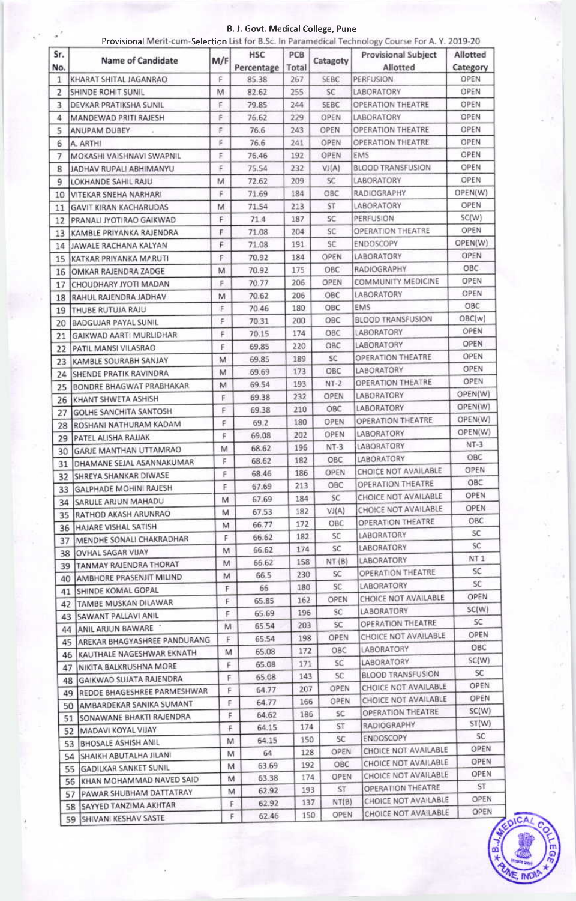# B. J. Govt. Medical College, Pune

Provisional Merit-cum-Selection List for B.Sc. In Paramedical Technology Course For A. Y. 2019-20

| Sr. No. | Name of Candidate | M/F | HSC Percentage | PCB Total | Catagoty | Provisional Subject Allotted | Allotted Category |
|---|---|---|---|---|---|---|---|
| 1 | KHARAT SHITAL JAGANRAO | F | 85.38 | 267 | SEBC | PERFUSION | OPEN |
| 2 | SHINDE ROHIT SUNIL | M | 82.62 | 255 | SC | LABORATORY | OPEN |
| 3 | DEVKAR PRATIKSHA SUNIL | F | 79.85 | 244 | SEBC | OPERATION THEATRE | OPEN |
| 4 | MANDEWAD PRITI RAJESH | F | 76.62 | 229 | OPEN | LABORATORY | OPEN |
| 5 | ANUPAM DUBEY | F | 76.6 | 243 | OPEN | OPERATION THEATRE | OPEN |
| 6 | A. ARTHI | F | 76.6 | 241 | OPEN | OPERATION THEATRE | OPEN |
| 7 | MOKASHI VAISHNAVI SWAPNIL | F | 76.46 | 192 | OPEN | EMS | OPEN |
| 8 | JADHAV RUPALI ABHIMANYU | F | 75.54 | 232 | VJ(A) | BLOOD TRANSFUSION | OPEN |
| 9 | LOKHANDE SAHIL RAJU | M | 72.62 | 209 | SC | LABORATORY | OPEN |
| 10 | VITEKAR SNEHA NARHARI | F | 71.69 | 184 | OBC | RADIOGRAPHY | OPEN(W) |
| 11 | GAVIT KIRAN KACHARUDAS | M | 71.54 | 213 | ST | LABORATORY | OPEN |
| 12 | PRANALI JYOTIRAO GAIKWAD | F | 71.4 | 187 | SC | PERFUSION | SC(W) |
| 13 | KAMBLE PRIYANKA RAJENDRA | F | 71.08 | 204 | SC | OPERATION THEATRE | OPEN |
| 14 | JAWALE RACHANA KALYAN | F | 71.08 | 191 | SC | ENDOSCOPY | OPEN(W) |
| 15 | KATKAR PRIYANKA MARUTI | F | 70.92 | 184 | OPEN | LABORATORY | OPEN |
| 16 | OMKAR RAJENDRA ZADGE | M | 70.92 | 175 | OBC | RADIOGRAPHY | OBC |
| 17 | CHOUDHARY JYOTI MADAN | F | 70.77 | 206 | OPEN | COMMUNITY MEDICINE | OPEN |
| 18 | RAHUL RAJENDRA JADHAV | M | 70.62 | 206 | OBC | LABORATORY | OPEN |
| 19 | THUBE RUTUJA RAJU | F | 70.46 | 180 | OBC | EMS | OBC |
| 20 | BADGUJAR PAYAL SUNIL | F | 70.31 | 200 | OBC | BLOOD TRANSFUSION | OBC(w) |
| 21 | GAIKWAD AARTI MURLIDHAR | F | 70.15 | 174 | OBC | LABORATORY | OPEN |
| 22 | PATIL MANSI VILASRAO | F | 69.85 | 220 | OBC | LABORATORY | OPEN |
| 23 | KAMBLE SOURABH SANJAY | M | 69.85 | 189 | SC | OPERATION THEATRE | OPEN |
| 24 | SHENDE PRATIK RAVINDRA | M | 69.69 | 173 | OBC | LABORATORY | OPEN |
| 25 | BONDRE BHAGWAT PRABHAKAR | M | 69.54 | 193 | NT-2 | OPERATION THEATRE | OPEN |
| 26 | KHANT SHWETA ASHISH | F | 69.38 | 232 | OPEN | LABORATORY | OPEN(W) |
| 27 | GOLHE SANCHITA SANTOSH | F | 69.38 | 210 | OBC | LABORATORY | OPEN(W) |
| 28 | ROSHANI NATHURAM KADAM | F | 69.2 | 180 | OPEN | OPERATION THEATRE | OPEN(W) |
| 29 | PATEL ALISHA RAJJAK | F | 69.08 | 202 | OPEN | LABORATORY | OPEN(W) |
| 30 | GARJE MANTHAN UTTAMRAO | M | 68.62 | 196 | NT-3 | LABORATORY | NT-3 |
| 31 | DHAMANE SEJAL ASANNAKUMAR | F | 68.62 | 182 | OBC | LABORATORY | OBC |
| 32 | SHREYA SHANKAR DIWASE | F | 68.46 | 186 | OPEN | CHOICE NOT AVAILABLE | OPEN |
| 33 | GALPHADE MOHINI RAJESH | F | 67.69 | 213 | OBC | OPERATION THEATRE | OBC |
| 34 | SARULE ARJUN MAHADU | M | 67.69 | 184 | SC | CHOICE NOT AVAILABLE | OPEN |
| 35 | RATHOD AKASH ARUNRAO | M | 67.53 | 182 | VJ(A) | CHOICE NOT AVAILABLE | OPEN |
| 36 | HAJARE VISHAL SATISH | M | 66.77 | 172 | OBC | OPERATION THEATRE | OBC |
| 37 | MENDHE SONALI CHAKRADHAR | F | 66.62 | 182 | SC | LABORATORY | SC |
| 38 | OVHAL SAGAR VIJAY | M | 66.62 | 174 | SC | LABORATORY | SC |
| 39 | TANMAY RAJENDRA THORAT | M | 66.62 | 158 | NT (B) | LABORATORY | NT 1 |
| 40 | AMBHORE PRASENJIT MILIND | M | 66.5 | 230 | SC | OPERATION THEATRE | SC |
| 41 | SHINDE KOMAL GOPAL | F | 66 | 180 | SC | LABORATORY | SC |
| 42 | TAMBE MUSKAN DILAWAR | F | 65.85 | 162 | OPEN | CHOICE NOT AVAILABLE | OPEN |
| 43 | SAWANT PALLAVI ANIL | F | 65.69 | 196 | SC | LABORATORY | SC(W) |
| 44 | ANIL ARJUN BAWARE | M | 65.54 | 203 | SC | OPERATION THEATRE | SC |
| 45 | AREKAR BHAGYASHREE PANDURANG | F | 65.54 | 198 | OPEN | CHOICE NOT AVAILABLE | OPEN |
| 46 | KAUTHALE NAGESHWAR EKNATH | M | 65.08 | 172 | OBC | LABORATORY | OBC |
| 47 | NIKITA BALKRUSHNA MORE | F | 65.08 | 171 | SC | LABORATORY | SC(W) |
| 48 | GAIKWAD SUJATA RAJENDRA | F | 65.08 | 143 | SC | BLOOD TRANSFUSION | SC |
| 49 | REDDE BHAGESHREE PARMESHWAR | F | 64.77 | 207 | OPEN | CHOICE NOT AVAILABLE | OPEN |
| 50 | AMBARDEKAR SANIKA SUMANT | F | 64.77 | 166 | OPEN | CHOICE NOT AVAILABLE | OPEN |
| 51 | SONAWANE BHAKTI RAJENDRA | F | 64.62 | 186 | SC | OPERATION THEATRE | SC(W) |
| 52 | MADAVI KOYAL VIJAY | F | 64.15 | 174 | ST | RADIOGRAPHY | ST(W) |
| 53 | BHOSALE ASHISH ANIL | M | 64.15 | 150 | SC | ENDOSCOPY | SC |
| 54 | SHAIKH ABUTALHA JILANI | M | 64 | 128 | OPEN | CHOICE NOT AVAILABLE | OPEN |
| 55 | GADILKAR SANKET SUNIL | M | 63.69 | 192 | OBC | CHOICE NOT AVAILABLE | OPEN |
| 56 | KHAN MOHAMMAD NAVED SAID | M | 63.38 | 174 | OPEN | CHOICE NOT AVAILABLE | OPEN |
| 57 | PAWAR SHUBHAM DATTATRAY | M | 62.92 | 193 | ST | OPERATION THEATRE | ST |
| 58 | SAYYED TANZIMA AKHTAR | F | 62.92 | 137 | NT(B) | CHOICE NOT AVAILABLE | OPEN |
| 59 | SHIVANI KESHAV SASTE | F | 62.46 | 150 | OPEN | CHOICE NOT AVAILABLE | OPEN |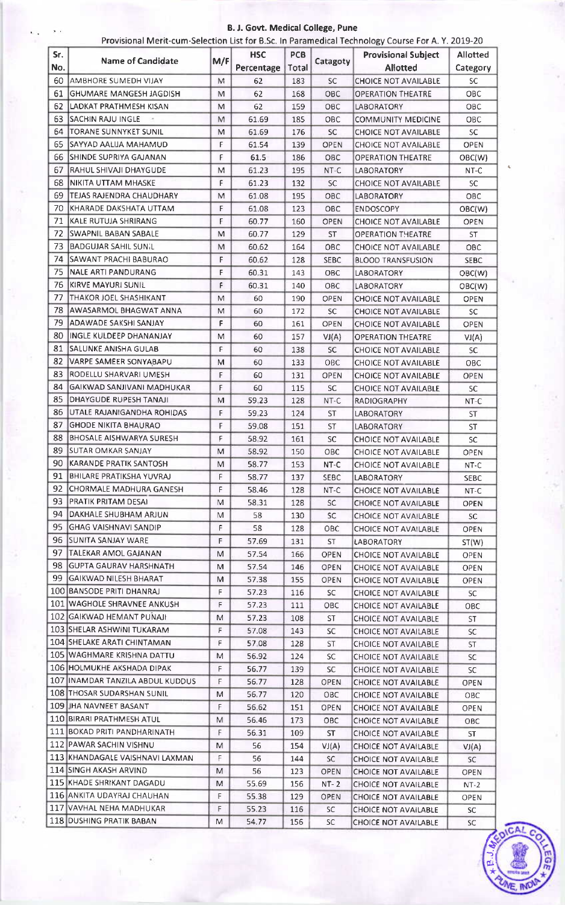# B. J. Govt. Medical College, Pune

Provisional Merit-cum-Selection List for B.Sc. In Paramedical Technology Course For A. Y. 2019-20

| Sr. No. | Name of Candidate | M/F | HSC Percentage | PCB Total | Catagoty | Provisional Subject Allotted | Allotted Category |
|---|---|---|---|---|---|---|---|
| 60 | AMBHORE SUMEDH VIJAY | M | 62 | 183 | SC | CHOICE NOT AVAILABLE | SC |
| 61 | GHUMARE MANGESH JAGDISH | M | 62 | 168 | OBC | OPERATION THEATRE | OBC |
| 62 | LADKAT PRATHMESH KISAN | M | 62 | 159 | OBC | LABORATORY | OBC |
| 63 | SACHIN RAJU INGLE | M | 61.69 | 185 | OBC | COMMUNITY MEDICINE | OBC |
| 64 | TORANE SUNNYKET SUNIL | M | 61.69 | 176 | SC | CHOICE NOT AVAILABLE | SC |
| 65 | SAYYAD AALIJA MAHAMUD | F | 61.54 | 139 | OPEN | CHOICE NOT AVAILABLE | OPEN |
| 66 | SHINDE SUPRIYA GAJANAN | F | 61.5 | 186 | OBC | OPERATION THEATRE | OBC(W) |
| 67 | RAHUL SHIVAJI DHAYGUDE | M | 61.23 | 195 | NT-C | LABORATORY | NT-C |
| 68 | NIKITA UTTAM MHASKE | F | 61.23 | 132 | SC | CHOICE NOT AVAILABLE | SC |
| 69 | TEJAS RAJENDRA CHAUDHARY | M | 61.08 | 195 | OBC | LABORATORY | OBC |
| 70 | KHARADE DAKSHATA UTTAM | F | 61.08 | 123 | OBC | ENDOSCOPY | OBC(W) |
| 71 | KALE RUTUJA SHRIRANG | F | 60.77 | 160 | OPEN | CHOICE NOT AVAILABLE | OPEN |
| 72 | SWAPNIL BABAN SABALE | M | 60.77 | 129 | ST | OPERATION THEATRE | ST |
| 73 | BADGUJAR SAHIL SUNIL | M | 60.62 | 164 | OBC | CHOICE NOT AVAILABLE | OBC |
| 74 | SAWANT PRACHI BABURAO | F | 60.62 | 128 | SEBC | BLOOD TRANSFUSION | SEBC |
| 75 | NALE ARTI PANDURANG | F | 60.31 | 143 | OBC | LABORATORY | OBC(W) |
| 76 | KIRVE MAYURI SUNIL | F | 60.31 | 140 | OBC | LABORATORY | OBC(W) |
| 77 | THAKOR JOEL SHASHIKANT | M | 60 | 190 | OPEN | CHOICE NOT AVAILABLE | OPEN |
| 78 | AWASARMOL BHAGWAT ANNA | M | 60 | 172 | SC | CHOICE NOT AVAILABLE | SC |
| 79 | ADAWADE SAKSHI SANJAY | F | 60 | 161 | OPEN | CHOICE NOT AVAILABLE | OPEN |
| 80 | INGLE KULDEEP DHANANJAY | M | 60 | 157 | VJ(A) | OPERATION THEATRE | VJ(A) |
| 81 | SALUNKE ANISHA GULAB | F | 60 | 138 | SC | CHOICE NOT AVAILABLE | SC |
| 82 | VARPE SAMEER SONYABAPU | M | 60 | 133 | OBC | CHOICE NOT AVAILABLE | OBC |
| 83 | RODELLU SHARVARI UMESH | F | 60 | 131 | OPEN | CHOICE NOT AVAILABLE | OPEN |
| 84 | GAIKWAD SANJIVANI MADHUKAR | F | 60 | 115 | SC | CHOICE NOT AVAILABLE | SC |
| 85 | DHAYGUDE RUPESH TANAJI | M | 59.23 | 128 | NT-C | RADIOGRAPHY | NT-C |
| 86 | UTALE RAJANIGANDHA ROHIDAS | F | 59.23 | 124 | ST | LABORATORY | ST |
| 87 | GHODE NIKITA BHAURAO | F | 59.08 | 151 | ST | LABORATORY | ST |
| 88 | BHOSALE AISHWARYA SURESH | F | 58.92 | 161 | SC | CHOICE NOT AVAILABLE | SC |
| 89 | SUTAR OMKAR SANJAY | M | 58.92 | 150 | OBC | CHOICE NOT AVAILABLE | OPEN |
| 90 | KARANDE PRATIK SANTOSH | M | 58.77 | 153 | NT-C | CHOICE NOT AVAILABLE | NT-C |
| 91 | BHILARE PRATIKSHA YUVRAJ | F | 58.77 | 137 | SEBC | LABORATORY | SEBC |
| 92 | CHORMALE MADHURA GANESH | F | 58.46 | 128 | NT-C | CHOICE NOT AVAILABLE | NT-C |
| 93 | PRATIK PRITAM DESAI | M | 58.31 | 128 | SC | CHOICE NOT AVAILABLE | OPEN |
| 94 | DAKHALE SHUBHAM ARJUN | M | 58 | 130 | SC | CHOICE NOT AVAILABLE | SC |
| 95 | GHAG VAISHNAVI SANDIP | F | 58 | 128 | OBC | CHOICE NOT AVAILABLE | OPEN |
| 96 | SUNITA SANJAY WARE | F | 57.69 | 131 | ST | LABORATORY | ST(W) |
| 97 | TALEKAR AMOL GAJANAN | M | 57.54 | 166 | OPEN | CHOICE NOT AVAILABLE | OPEN |
| 98 | GUPTA GAURAV HARSHNATH | M | 57.54 | 146 | OPEN | CHOICE NOT AVAILABLE | OPEN |
| 99 | GAIKWAD NILESH BHARAT | M | 57.38 | 155 | OPEN | CHOICE NOT AVAILABLE | OPEN |
| 100 | BANSODE PRITI DHANRAJ | F | 57.23 | 116 | SC | CHOICE NOT AVAILABLE | SC |
| 101 | WAGHOLE SHRAVNEE ANKUSH | F | 57.23 | 111 | OBC | CHOICE NOT AVAILABLE | OBC |
| 102 | GAIKWAD HEMANT PUNAJI | M | 57.23 | 108 | ST | CHOICE NOT AVAILABLE | ST |
| 103 | SHELAR ASHWINI TUKARAM | F | 57.08 | 143 | SC | CHOICE NOT AVAILABLE | SC |
| 104 | SHELAKE ARATI CHINTAMAN | F | 57.08 | 128 | ST | CHOICE NOT AVAILABLE | ST |
| 105 | WAGHMARE KRISHNA DATTU | M | 56.92 | 124 | SC | CHOICE NOT AVAILABLE | SC |
| 106 | HOLMUKHE AKSHADA DIPAK | F | 56.77 | 139 | SC | CHOICE NOT AVAILABLE | SC |
| 107 | INAMDAR TANZILA ABDUL KUDDUS | F | 56.77 | 128 | OPEN | CHOICE NOT AVAILABLE | OPEN |
| 108 | THOSAR SUDARSHAN SUNIL | M | 56.77 | 120 | OBC | CHOICE NOT AVAILABLE | OBC |
| 109 | JHA NAVNEET BASANT | F | 56.62 | 151 | OPEN | CHOICE NOT AVAILABLE | OPEN |
| 110 | BIRARI PRATHMESH ATUL | M | 56.46 | 173 | OBC | CHOICE NOT AVAILABLE | OBC |
| 111 | BOKAD PRITI PANDHARINATH | F | 56.31 | 109 | ST | CHOICE NOT AVAILABLE | ST |
| 112 | PAWAR SACHIN VISHNU | M | 56 | 154 | VJ(A) | CHOICE NOT AVAILABLE | VJ(A) |
| 113 | KHANDAGALE VAISHNAVI LAXMAN | F | 56 | 144 | SC | CHOICE NOT AVAILABLE | SC |
| 114 | SINGH AKASH ARVIND | M | 56 | 123 | OPEN | CHOICE NOT AVAILABLE | OPEN |
| 115 | KHADE SHRIKANT DAGADU | M | 55.69 | 156 | NT-2 | CHOICE NOT AVAILABLE | NT-2 |
| 116 | ANKITA UDAYRAJ CHAUHAN | F | 55.38 | 129 | OPEN | CHOICE NOT AVAILABLE | OPEN |
| 117 | VAVHAL NEHA MADHUKAR | F | 55.23 | 116 | SC | CHOICE NOT AVAILABLE | SC |
| 118 | DUSHING PRATIK BABAN | M | 54.77 | 156 | SC | CHOICE NOT AVAILABLE | SC |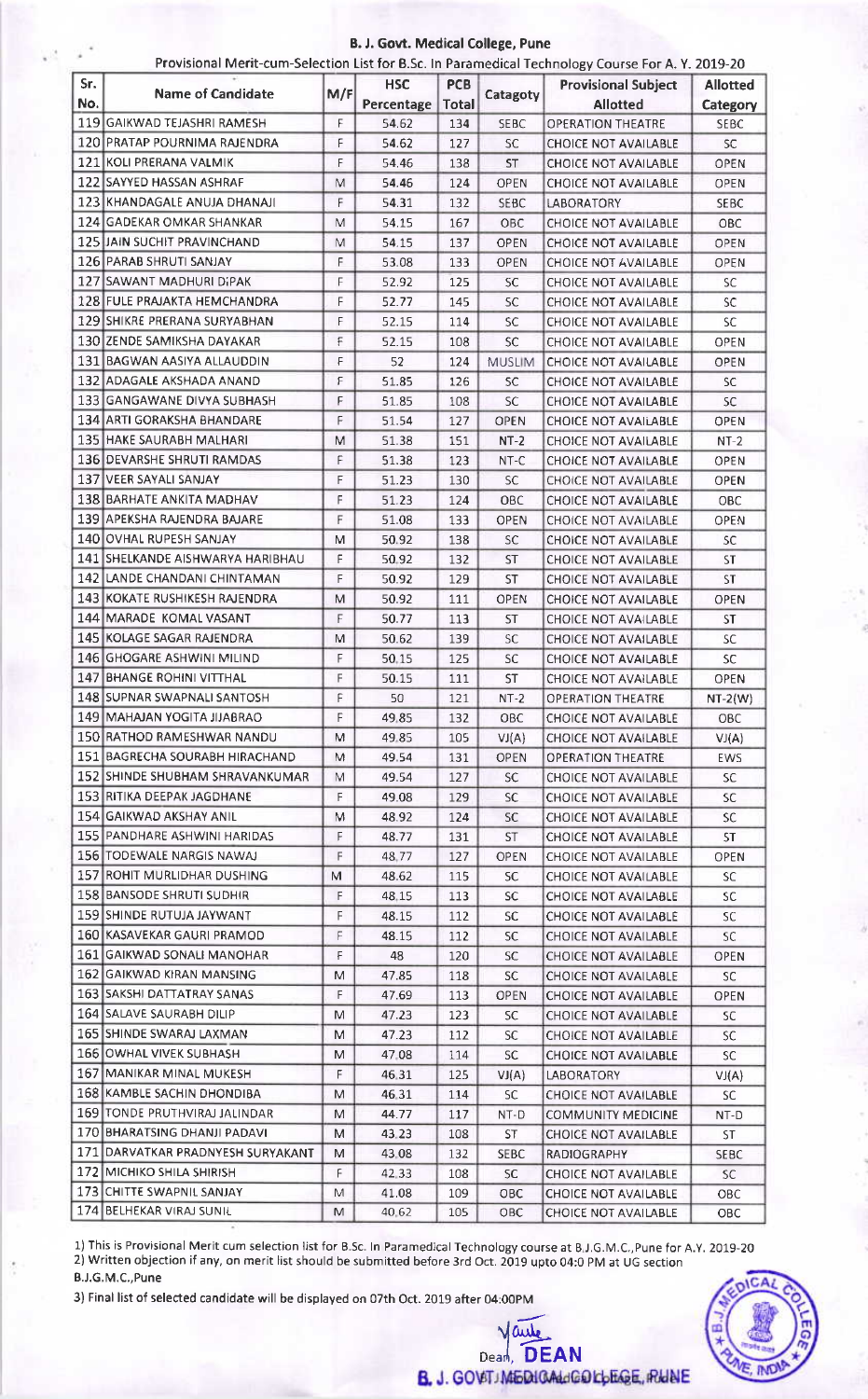## B. J. Govt. Medical College, Pune

Provisional Merit-cum-Selection List for B.Sc. In Paramedical Technology Course For A. Y. 2019-20

| Sr. No. | Name of Candidate | M/F | HSC Percentage | PCB Total | Catagoty | Provisional Subject Allotted | Allotted Category |
|---|---|---|---|---|---|---|---|
| 119 | GAIKWAD TEJASHRI RAMESH | F | 54.62 | 134 | SEBC | OPERATION THEATRE | SEBC |
| 120 | PRATAP POURNIMA RAJENDRA | F | 54.62 | 127 | SC | CHOICE NOT AVAILABLE | SC |
| 121 | KOLI PRERANA VALMIK | F | 54.46 | 138 | ST | CHOICE NOT AVAILABLE | OPEN |
| 122 | SAYYED HASSAN ASHRAF | M | 54.46 | 124 | OPEN | CHOICE NOT AVAILABLE | OPEN |
| 123 | KHANDAGALE ANUJA DHANAJI | F | 54.31 | 132 | SEBC | LABORATORY | SEBC |
| 124 | GADEKAR OMKAR SHANKAR | M | 54.15 | 167 | OBC | CHOICE NOT AVAILABLE | OBC |
| 125 | JAIN SUCHIT PRAVINCHAND | M | 54.15 | 137 | OPEN | CHOICE NOT AVAILABLE | OPEN |
| 126 | PARAB SHRUTI SANJAY | F | 53.08 | 133 | OPEN | CHOICE NOT AVAILABLE | OPEN |
| 127 | SAWANT MADHURI DIPAK | F | 52.92 | 125 | SC | CHOICE NOT AVAILABLE | SC |
| 128 | FULE PRAJAKTA HEMCHANDRA | F | 52.77 | 145 | SC | CHOICE NOT AVAILABLE | SC |
| 129 | SHIKRE PRERANA SURYABHAN | F | 52.15 | 114 | SC | CHOICE NOT AVAILABLE | SC |
| 130 | ZENDE SAMIKSHA DAYAKAR | F | 52.15 | 108 | SC | CHOICE NOT AVAILABLE | OPEN |
| 131 | BAGWAN AASIYA ALLAUDDIN | F | 52 | 124 | MUSLIM | CHOICE NOT AVAILABLE | OPEN |
| 132 | ADAGALE AKSHADA ANAND | F | 51.85 | 126 | SC | CHOICE NOT AVAILABLE | SC |
| 133 | GANGAWANE DIVYA SUBHASH | F | 51.85 | 108 | SC | CHOICE NOT AVAILABLE | SC |
| 134 | ARTI GORAKSHA BHANDARE | F | 51.54 | 127 | OPEN | CHOICE NOT AVAILABLE | OPEN |
| 135 | HAKE SAURABH MALHARI | M | 51.38 | 151 | NT-2 | CHOICE NOT AVAILABLE | NT-2 |
| 136 | DEVARSHE SHRUTI RAMDAS | F | 51.38 | 123 | NT-C | CHOICE NOT AVAILABLE | OPEN |
| 137 | VEER SAYALI SANJAY | F | 51.23 | 130 | SC | CHOICE NOT AVAILABLE | OPEN |
| 138 | BARHATE ANKITA MADHAV | F | 51.23 | 124 | OBC | CHOICE NOT AVAILABLE | OBC |
| 139 | APEKSHA RAJENDRA BAJARE | F | 51.08 | 133 | OPEN | CHOICE NOT AVAILABLE | OPEN |
| 140 | OVHAL RUPESH SANJAY | M | 50.92 | 138 | SC | CHOICE NOT AVAILABLE | SC |
| 141 | SHELKANDE AISHWARYA HARIBHAU | F | 50.92 | 132 | ST | CHOICE NOT AVAILABLE | ST |
| 142 | LANDE CHANDANI CHINTAMAN | F | 50.92 | 129 | ST | CHOICE NOT AVAILABLE | ST |
| 143 | KOKATE RUSHIKESH RAJENDRA | M | 50.92 | 111 | OPEN | CHOICE NOT AVAILABLE | OPEN |
| 144 | MARADE KOMAL VASANT | F | 50.77 | 113 | ST | CHOICE NOT AVAILABLE | ST |
| 145 | KOLAGE SAGAR RAJENDRA | M | 50.62 | 139 | SC | CHOICE NOT AVAILABLE | SC |
| 146 | GHOGARE ASHWINI MILIND | F | 50.15 | 125 | SC | CHOICE NOT AVAILABLE | SC |
| 147 | BHANGE ROHINI VITTHAL | F | 50.15 | 111 | ST | CHOICE NOT AVAILABLE | OPEN |
| 148 | SUPNAR SWAPNALI SANTOSH | F | 50 | 121 | NT-2 | OPERATION THEATRE | NT-2(W) |
| 149 | MAHAJAN YOGITA JIJABRAO | F | 49.85 | 132 | OBC | CHOICE NOT AVAILABLE | OBC |
| 150 | RATHOD RAMESHWAR NANDU | M | 49.85 | 105 | VJ(A) | CHOICE NOT AVAILABLE | VJ(A) |
| 151 | BAGRECHA SOURABH HIRACHAND | M | 49.54 | 131 | OPEN | OPERATION THEATRE | EWS |
| 152 | SHINDE SHUBHAM SHRAVANKUMAR | M | 49.54 | 127 | SC | CHOICE NOT AVAILABLE | SC |
| 153 | RITIKA DEEPAK JAGDHANE | F | 49.08 | 129 | SC | CHOICE NOT AVAILABLE | SC |
| 154 | GAIKWAD AKSHAY ANIL | M | 48.92 | 124 | SC | CHOICE NOT AVAILABLE | SC |
| 155 | PANDHARE ASHWINI HARIDAS | F | 48.77 | 131 | ST | CHOICE NOT AVAILABLE | ST |
| 156 | TODEWALE NARGIS NAWAJ | F | 48.77 | 127 | OPEN | CHOICE NOT AVAILABLE | OPEN |
| 157 | ROHIT MURLIDHAR DUSHING | M | 48.62 | 115 | SC | CHOICE NOT AVAILABLE | SC |
| 158 | BANSODE SHRUTI SUDHIR | F | 48.15 | 113 | SC | CHOICE NOT AVAILABLE | SC |
| 159 | SHINDE RUTUJA JAYWANT | F | 48.15 | 112 | SC | CHOICE NOT AVAILABLE | SC |
| 160 | KASAVEKAR GAURI PRAMOD | F | 48.15 | 112 | SC | CHOICE NOT AVAILABLE | SC |
| 161 | GAIKWAD SONALI MANOHAR | F | 48 | 120 | SC | CHOICE NOT AVAILABLE | OPEN |
| 162 | GAIKWAD KIRAN MANSING | M | 47.85 | 118 | SC | CHOICE NOT AVAILABLE | SC |
| 163 | SAKSHI DATTATRAY SANAS | F | 47.69 | 113 | OPEN | CHOICE NOT AVAILABLE | OPEN |
| 164 | SALAVE SAURABH DILIP | M | 47.23 | 123 | SC | CHOICE NOT AVAILABLE | SC |
| 165 | SHINDE SWARAJ LAXMAN | M | 47.23 | 112 | SC | CHOICE NOT AVAILABLE | SC |
| 166 | OWHAL VIVEK SUBHASH | M | 47.08 | 114 | SC | CHOICE NOT AVAILABLE | SC |
| 167 | MANIKAR MINAL MUKESH | F | 46.31 | 125 | VJ(A) | LABORATORY | VJ(A) |
| 168 | KAMBLE SACHIN DHONDIBA | M | 46.31 | 114 | SC | CHOICE NOT AVAILABLE | SC |
| 169 | TONDE PRUTHVIRAJ JALINDAR | M | 44.77 | 117 | NT-D | COMMUNITY MEDICINE | NT-D |
| 170 | BHARATSING DHANJI PADAVI | M | 43.23 | 108 | ST | CHOICE NOT AVAILABLE | ST |
| 171 | DARVATKAR PRADNYESH SURYAKANT | M | 43.08 | 132 | SEBC | RADIOGRAPHY | SEBC |
| 172 | MICHIKO SHILA SHIRISH | F | 42.33 | 108 | SC | CHOICE NOT AVAILABLE | SC |
| 173 | CHITTE SWAPNIL SANJAY | M | 41.08 | 109 | OBC | CHOICE NOT AVAILABLE | OBC |
| 174 | BELHEKAR VIRAJ SUNIL | M | 40.62 | 105 | OBC | CHOICE NOT AVAILABLE | OBC |

1) This is Provisional Merit cum selection list for B.Sc. In Paramedical Technology course at B.J.G.M.C.,Pune for A.Y. 2019-20
2) Written objection if any, on merit list should be submitted before 3rd Oct. 2019 upto 04:0 PM at UG section B.J.G.M.C.,Pune
3) Final list of selected candidate will be displayed on 07th Oct. 2019 after 04:00PM

Dean, **DEAN**
**B. J. GOVT. MEDICAL COLLEGE, PUNE**